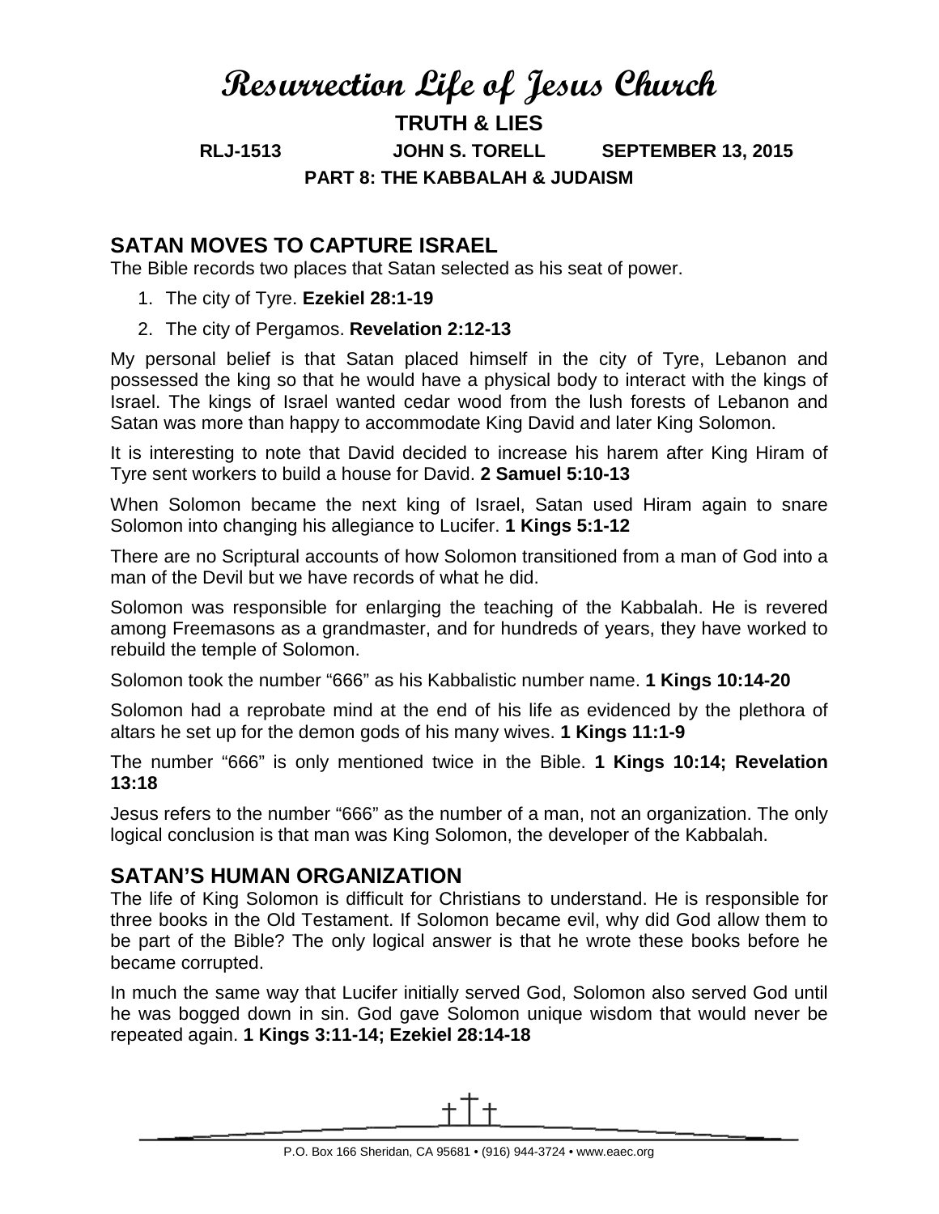# Resurrection Life of Jesus Church

**TRUTH & LIES**

**RLJ-1513 JOHN S. TORELL SEPTEMBER 13, 2015**

**PART 8: THE KABBALAH & JUDAISM**

## SATAN MOVES TO CAPTURE ISRAEL

The Bible records two places that Satan selected as his seat of power.

1. The city of Tyre. **Ezekiel 28:1-19**
2. The city of Pergamos. **Revelation 2:12-13**

My personal belief is that Satan placed himself in the city of Tyre, Lebanon and possessed the king so that he would have a physical body to interact with the kings of Israel. The kings of Israel wanted cedar wood from the lush forests of Lebanon and Satan was more than happy to accommodate King David and later King Solomon.

It is interesting to note that David decided to increase his harem after King Hiram of Tyre sent workers to build a house for David. **2 Samuel 5:10-13**

When Solomon became the next king of Israel, Satan used Hiram again to snare Solomon into changing his allegiance to Lucifer. **1 Kings 5:1-12**

There are no Scriptural accounts of how Solomon transitioned from a man of God into a man of the Devil but we have records of what he did.

Solomon was responsible for enlarging the teaching of the Kabbalah. He is revered among Freemasons as a grandmaster, and for hundreds of years, they have worked to rebuild the temple of Solomon.

Solomon took the number "666" as his Kabbalistic number name. **1 Kings 10:14-20**

Solomon had a reprobate mind at the end of his life as evidenced by the plethora of altars he set up for the demon gods of his many wives. **1 Kings 11:1-9**

The number "666" is only mentioned twice in the Bible. **1 Kings 10:14; Revelation 13:18**

Jesus refers to the number "666" as the number of a man, not an organization. The only logical conclusion is that man was King Solomon, the developer of the Kabbalah.

## SATAN'S HUMAN ORGANIZATION

The life of King Solomon is difficult for Christians to understand. He is responsible for three books in the Old Testament. If Solomon became evil, why did God allow them to be part of the Bible? The only logical answer is that he wrote these books before he became corrupted.

In much the same way that Lucifer initially served God, Solomon also served God until he was bogged down in sin. God gave Solomon unique wisdom that would never be repeated again. **1 Kings 3:11-14; Ezekiel 28:14-18**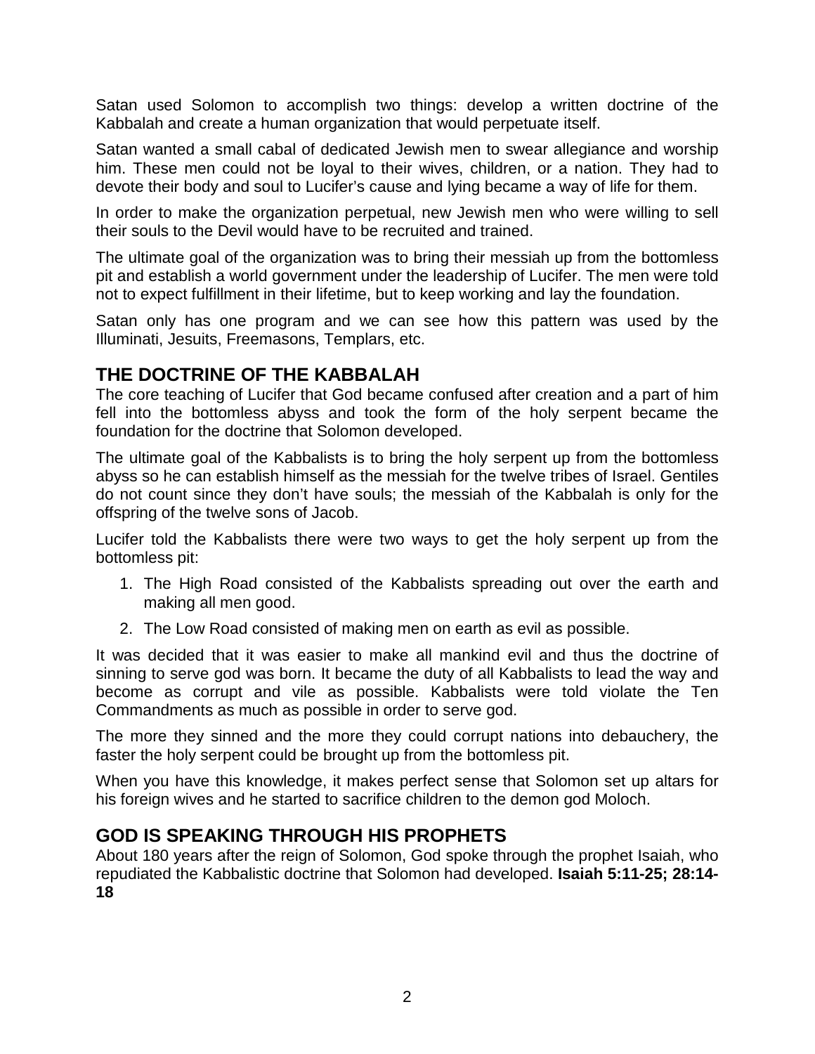Satan used Solomon to accomplish two things: develop a written doctrine of the Kabbalah and create a human organization that would perpetuate itself.

Satan wanted a small cabal of dedicated Jewish men to swear allegiance and worship him. These men could not be loyal to their wives, children, or a nation. They had to devote their body and soul to Lucifer's cause and lying became a way of life for them.

In order to make the organization perpetual, new Jewish men who were willing to sell their souls to the Devil would have to be recruited and trained.

The ultimate goal of the organization was to bring their messiah up from the bottomless pit and establish a world government under the leadership of Lucifer. The men were told not to expect fulfillment in their lifetime, but to keep working and lay the foundation.

Satan only has one program and we can see how this pattern was used by the Illuminati, Jesuits, Freemasons, Templars, etc.

## THE DOCTRINE OF THE KABBALAH

The core teaching of Lucifer that God became confused after creation and a part of him fell into the bottomless abyss and took the form of the holy serpent became the foundation for the doctrine that Solomon developed.

The ultimate goal of the Kabbalists is to bring the holy serpent up from the bottomless abyss so he can establish himself as the messiah for the twelve tribes of Israel. Gentiles do not count since they don't have souls; the messiah of the Kabbalah is only for the offspring of the twelve sons of Jacob.

Lucifer told the Kabbalists there were two ways to get the holy serpent up from the bottomless pit:

1. The High Road consisted of the Kabbalists spreading out over the earth and making all men good.
2. The Low Road consisted of making men on earth as evil as possible.

It was decided that it was easier to make all mankind evil and thus the doctrine of sinning to serve god was born. It became the duty of all Kabbalists to lead the way and become as corrupt and vile as possible. Kabbalists were told violate the Ten Commandments as much as possible in order to serve god.

The more they sinned and the more they could corrupt nations into debauchery, the faster the holy serpent could be brought up from the bottomless pit.

When you have this knowledge, it makes perfect sense that Solomon set up altars for his foreign wives and he started to sacrifice children to the demon god Moloch.

## GOD IS SPEAKING THROUGH HIS PROPHETS

About 180 years after the reign of Solomon, God spoke through the prophet Isaiah, who repudiated the Kabbalistic doctrine that Solomon had developed. **Isaiah 5:11-25; 28:14-18**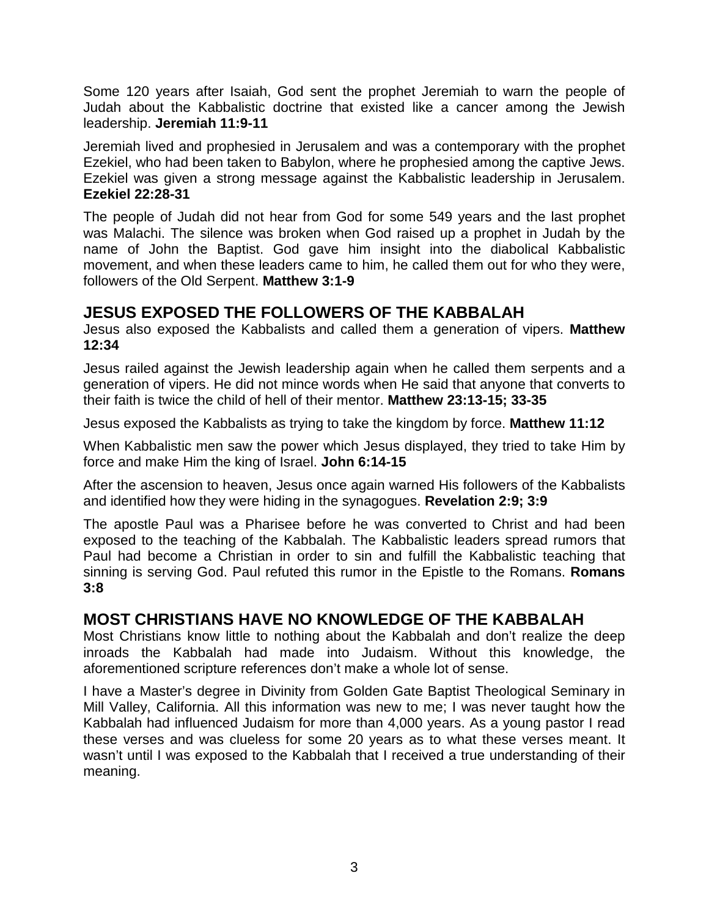Some 120 years after Isaiah, God sent the prophet Jeremiah to warn the people of Judah about the Kabbalistic doctrine that existed like a cancer among the Jewish leadership. **Jeremiah 11:9-11**

Jeremiah lived and prophesied in Jerusalem and was a contemporary with the prophet Ezekiel, who had been taken to Babylon, where he prophesied among the captive Jews. Ezekiel was given a strong message against the Kabbalistic leadership in Jerusalem. **Ezekiel 22:28-31**

The people of Judah did not hear from God for some 549 years and the last prophet was Malachi. The silence was broken when God raised up a prophet in Judah by the name of John the Baptist. God gave him insight into the diabolical Kabbalistic movement, and when these leaders came to him, he called them out for who they were, followers of the Old Serpent. **Matthew 3:1-9**

## JESUS EXPOSED THE FOLLOWERS OF THE KABBALAH

Jesus also exposed the Kabbalists and called them a generation of vipers. **Matthew 12:34**

Jesus railed against the Jewish leadership again when he called them serpents and a generation of vipers. He did not mince words when He said that anyone that converts to their faith is twice the child of hell of their mentor. **Matthew 23:13-15; 33-35**

Jesus exposed the Kabbalists as trying to take the kingdom by force. **Matthew 11:12**

When Kabbalistic men saw the power which Jesus displayed, they tried to take Him by force and make Him the king of Israel. **John 6:14-15**

After the ascension to heaven, Jesus once again warned His followers of the Kabbalists and identified how they were hiding in the synagogues. **Revelation 2:9; 3:9**

The apostle Paul was a Pharisee before he was converted to Christ and had been exposed to the teaching of the Kabbalah. The Kabbalistic leaders spread rumors that Paul had become a Christian in order to sin and fulfill the Kabbalistic teaching that sinning is serving God. Paul refuted this rumor in the Epistle to the Romans. **Romans 3:8**

## MOST CHRISTIANS HAVE NO KNOWLEDGE OF THE KABBALAH

Most Christians know little to nothing about the Kabbalah and don't realize the deep inroads the Kabbalah had made into Judaism. Without this knowledge, the aforementioned scripture references don't make a whole lot of sense.

I have a Master's degree in Divinity from Golden Gate Baptist Theological Seminary in Mill Valley, California. All this information was new to me; I was never taught how the Kabbalah had influenced Judaism for more than 4,000 years. As a young pastor I read these verses and was clueless for some 20 years as to what these verses meant. It wasn't until I was exposed to the Kabbalah that I received a true understanding of their meaning.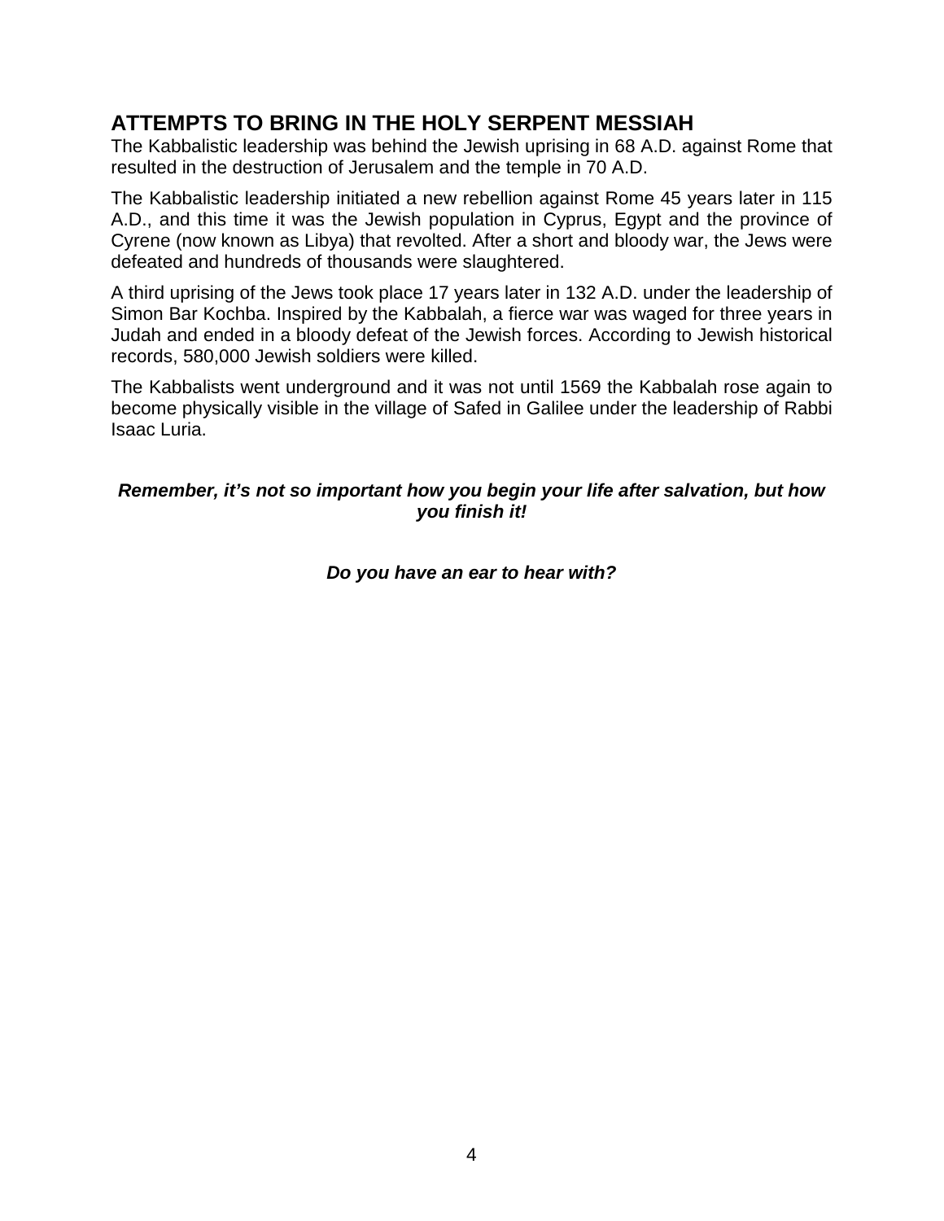## ATTEMPTS TO BRING IN THE HOLY SERPENT MESSIAH

The Kabbalistic leadership was behind the Jewish uprising in 68 A.D. against Rome that resulted in the destruction of Jerusalem and the temple in 70 A.D.

The Kabbalistic leadership initiated a new rebellion against Rome 45 years later in 115 A.D., and this time it was the Jewish population in Cyprus, Egypt and the province of Cyrene (now known as Libya) that revolted. After a short and bloody war, the Jews were defeated and hundreds of thousands were slaughtered.

A third uprising of the Jews took place 17 years later in 132 A.D. under the leadership of Simon Bar Kochba. Inspired by the Kabbalah, a fierce war was waged for three years in Judah and ended in a bloody defeat of the Jewish forces. According to Jewish historical records, 580,000 Jewish soldiers were killed.

The Kabbalists went underground and it was not until 1569 the Kabbalah rose again to become physically visible in the village of Safed in Galilee under the leadership of Rabbi Isaac Luria.

***Remember, it's not so important how you begin your life after salvation, but how you finish it!***

***Do you have an ear to hear with?***